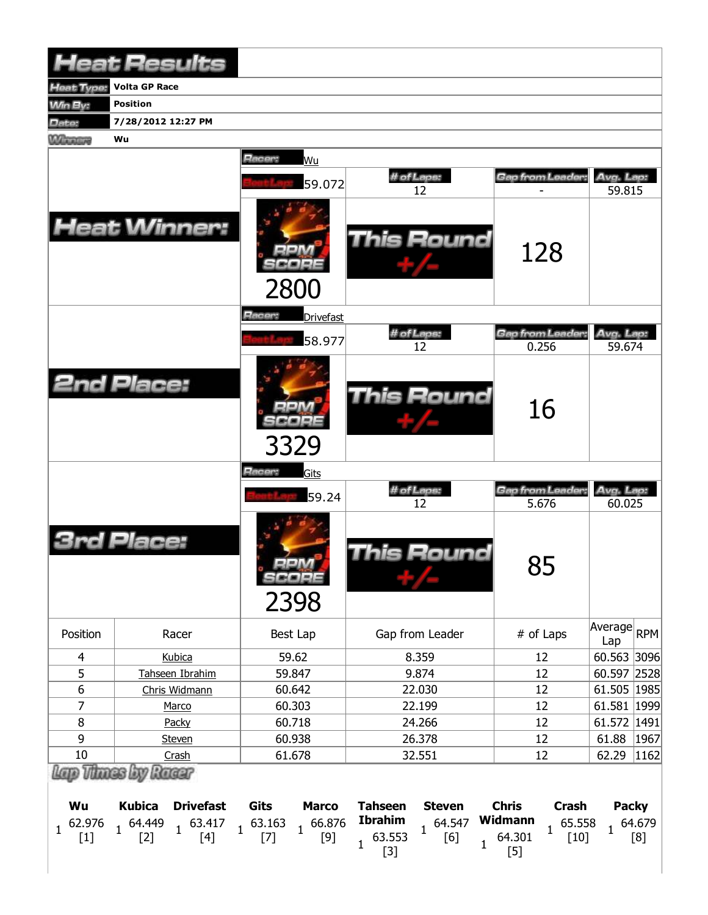# Heat Results

| | |
|---|---|
| Heat Type: | Volta GP Race |
| Win By: | Position |
| Date: | 7/28/2012 12:27 PM |
| Winner: | Wu |

## Heat Winner:

Racer: Wu

| Best Lap | # of Laps | Gap from Leader | Avg. Lap |
|---|---|---|---|
| 59.072 | 12 | - | 59.815 |

RPM SCORE: 2800

This Round +/-: 128

## 2nd Place:

Racer: Drivefast

| Best Lap | # of Laps | Gap from Leader | Avg. Lap |
|---|---|---|---|
| 58.977 | 12 | 0.256 | 59.674 |

RPM SCORE: 3329

This Round +/-: 16

## 3rd Place:

Racer: Gits

| Best Lap | # of Laps | Gap from Leader | Avg. Lap |
|---|---|---|---|
| 59.24 | 12 | 5.676 | 60.025 |

RPM SCORE: 2398

This Round +/-: 85

| Position | Racer | Best Lap | Gap from Leader | # of Laps | Average Lap | RPM |
|---|---|---|---|---|---|---|
| 4 | Kubica | 59.62 | 8.359 | 12 | 60.563 | 3096 |
| 5 | Tahseen Ibrahim | 59.847 | 9.874 | 12 | 60.597 | 2528 |
| 6 | Chris Widmann | 60.642 | 22.030 | 12 | 61.505 | 1985 |
| 7 | Marco | 60.303 | 22.199 | 12 | 61.581 | 1999 |
| 8 | Packy | 60.718 | 24.266 | 12 | 61.572 | 1491 |
| 9 | Steven | 60.938 | 26.378 | 12 | 61.88 | 1967 |
| 10 | Crash | 61.678 | 32.551 | 12 | 62.29 | 1162 |

## Lap Times by Racer

| Wu | Kubica | Drivefast | Gits | Marco | Tahseen Ibrahim | Steven | Chris Widmann | Crash | Packy |
|---|---|---|---|---|---|---|---|---|---|
| 1 62.976 [1] | 1 64.449 [2] | 1 63.417 [4] | 1 63.163 [7] | 1 66.876 [9] | 1 63.553 [3] | 1 64.547 [6] | 1 64.301 [5] | 1 65.558 [10] | 1 64.679 [8] |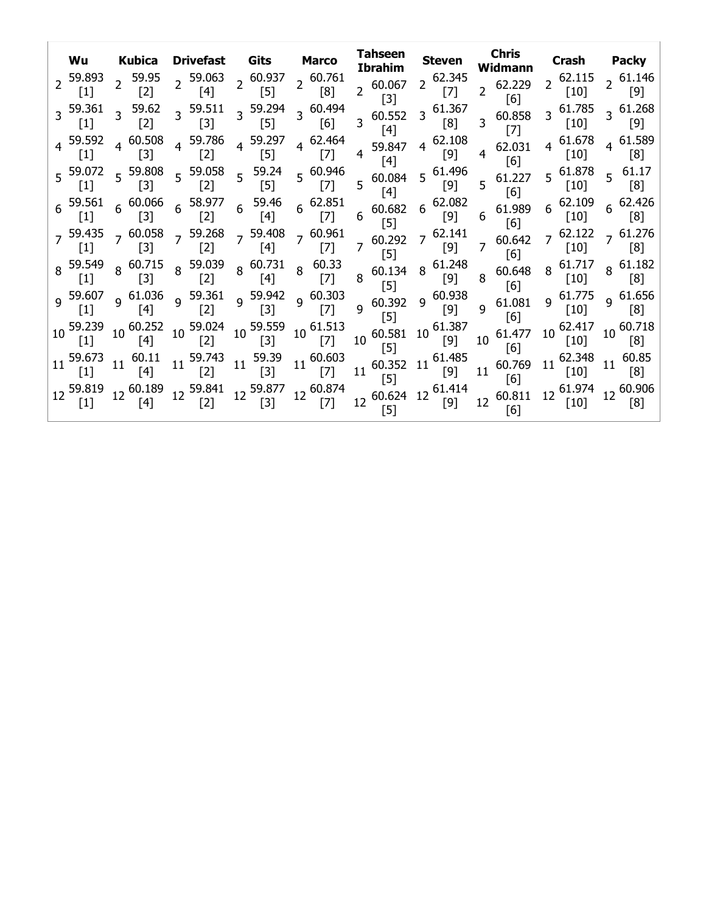| Wu | Kubica | Drivefast | Gits | Marco | Tahseen Ibrahim | Steven | Chris Widmann | Crash | Packy |
|---|---|---|---|---|---|---|---|---|---|
| 2 59.893 [1] | 2 59.95 [2] | 2 59.063 [4] | 2 60.937 [5] | 2 60.761 [8] | 2 60.067 [3] | 2 62.345 [7] | 2 62.229 [6] | 2 62.115 [10] | 2 61.146 [9] |
| 3 59.361 [1] | 3 59.62 [2] | 3 59.511 [3] | 3 59.294 [5] | 3 60.494 [6] | 3 60.552 [4] | 3 61.367 [8] | 3 60.858 [7] | 3 61.785 [10] | 3 61.268 [9] |
| 4 59.592 [1] | 4 60.508 [3] | 4 59.786 [2] | 4 59.297 [5] | 4 62.464 [7] | 4 59.847 [4] | 4 62.108 [9] | 4 62.031 [6] | 4 61.678 [10] | 4 61.589 [8] |
| 5 59.072 [1] | 5 59.808 [3] | 5 59.058 [2] | 5 59.24 [5] | 5 60.946 [7] | 5 60.084 [4] | 5 61.496 [9] | 5 61.227 [6] | 5 61.878 [10] | 5 61.17 [8] |
| 6 59.561 [1] | 6 60.066 [3] | 6 58.977 [2] | 6 59.46 [4] | 6 62.851 [7] | 6 60.682 [5] | 6 62.082 [9] | 6 61.989 [6] | 6 62.109 [10] | 6 62.426 [8] |
| 7 59.435 [1] | 7 60.058 [3] | 7 59.268 [2] | 7 59.408 [4] | 7 60.961 [7] | 7 60.292 [5] | 7 62.141 [9] | 7 60.642 [6] | 7 62.122 [10] | 7 61.276 [8] |
| 8 59.549 [1] | 8 60.715 [3] | 8 59.039 [2] | 8 60.731 [4] | 8 60.33 [7] | 8 60.134 [5] | 8 61.248 [9] | 8 60.648 [6] | 8 61.717 [10] | 8 61.182 [8] |
| 9 59.607 [1] | 9 61.036 [4] | 9 59.361 [2] | 9 59.942 [3] | 9 60.303 [7] | 9 60.392 [5] | 9 60.938 [9] | 9 61.081 [6] | 9 61.775 [10] | 9 61.656 [8] |
| 10 59.239 [1] | 10 60.252 [4] | 10 59.024 [2] | 10 59.559 [3] | 10 61.513 [7] | 10 60.581 [5] | 10 61.387 [9] | 10 61.477 [6] | 10 62.417 [10] | 10 60.718 [8] |
| 11 59.673 [1] | 11 60.11 [4] | 11 59.743 [2] | 11 59.39 [3] | 11 60.603 [7] | 11 60.352 [5] | 11 61.485 [9] | 11 60.769 [6] | 11 62.348 [10] | 11 60.85 [8] |
| 12 59.819 [1] | 12 60.189 [4] | 12 59.841 [2] | 12 59.877 [3] | 12 60.874 [7] | 12 60.624 [5] | 12 61.414 [9] | 12 60.811 [6] | 12 61.974 [10] | 12 60.906 [8] |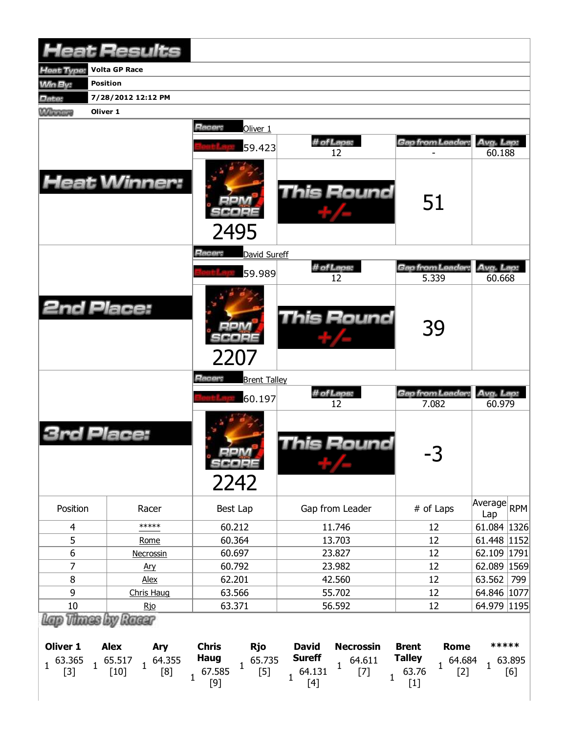# Heat Results

| | |
|---|---|
| Heat Type: | Volta GP Race |
| Win By: | Position |
| Date: | 7/28/2012 12:12 PM |
| Winner: | Oliver 1 |

## Heat Winner:

Racer: Oliver 1

| Best Lap | # of Laps | Gap from Leader | Avg. Lap |
|---|---|---|---|
| 59.423 | 12 | - | 60.188 |

RPM SCORE: 2495

This Round +/-: 51

## 2nd Place:

Racer: David Sureff

| Best Lap | # of Laps | Gap from Leader | Avg. Lap |
|---|---|---|---|
| 59.989 | 12 | 5.339 | 60.668 |

RPM SCORE: 2207

This Round +/-: 39

## 3rd Place:

Racer: Brent Talley

| Best Lap | # of Laps | Gap from Leader | Avg. Lap |
|---|---|---|---|
| 60.197 | 12 | 7.082 | 60.979 |

RPM SCORE: 2242

This Round +/-: -3

| Position | Racer | Best Lap | Gap from Leader | # of Laps | Average Lap | RPM |
|---|---|---|---|---|---|---|
| 4 | ***** | 60.212 | 11.746 | 12 | 61.084 | 1326 |
| 5 | Rome | 60.364 | 13.703 | 12 | 61.448 | 1152 |
| 6 | Necrossin | 60.697 | 23.827 | 12 | 62.109 | 1791 |
| 7 | Ary | 60.792 | 23.982 | 12 | 62.089 | 1569 |
| 8 | Alex | 62.201 | 42.560 | 12 | 63.562 | 799 |
| 9 | Chris Haug | 63.566 | 55.702 | 12 | 64.846 | 1077 |
| 10 | Rjo | 63.371 | 56.592 | 12 | 64.979 | 1195 |

## Lap Times by Racer

| Oliver 1 | Alex | Ary | Chris Haug | Rjo | David Sureff | Necrossin | Brent Talley | Rome | ***** |
|---|---|---|---|---|---|---|---|---|---|
| 1 63.365 [3] | 1 65.517 [10] | 1 64.355 [8] | 1 67.585 [9] | 1 65.735 [5] | 1 64.131 [4] | 1 64.611 [7] | 1 63.76 [1] | 1 64.684 [2] | 1 63.895 [6] |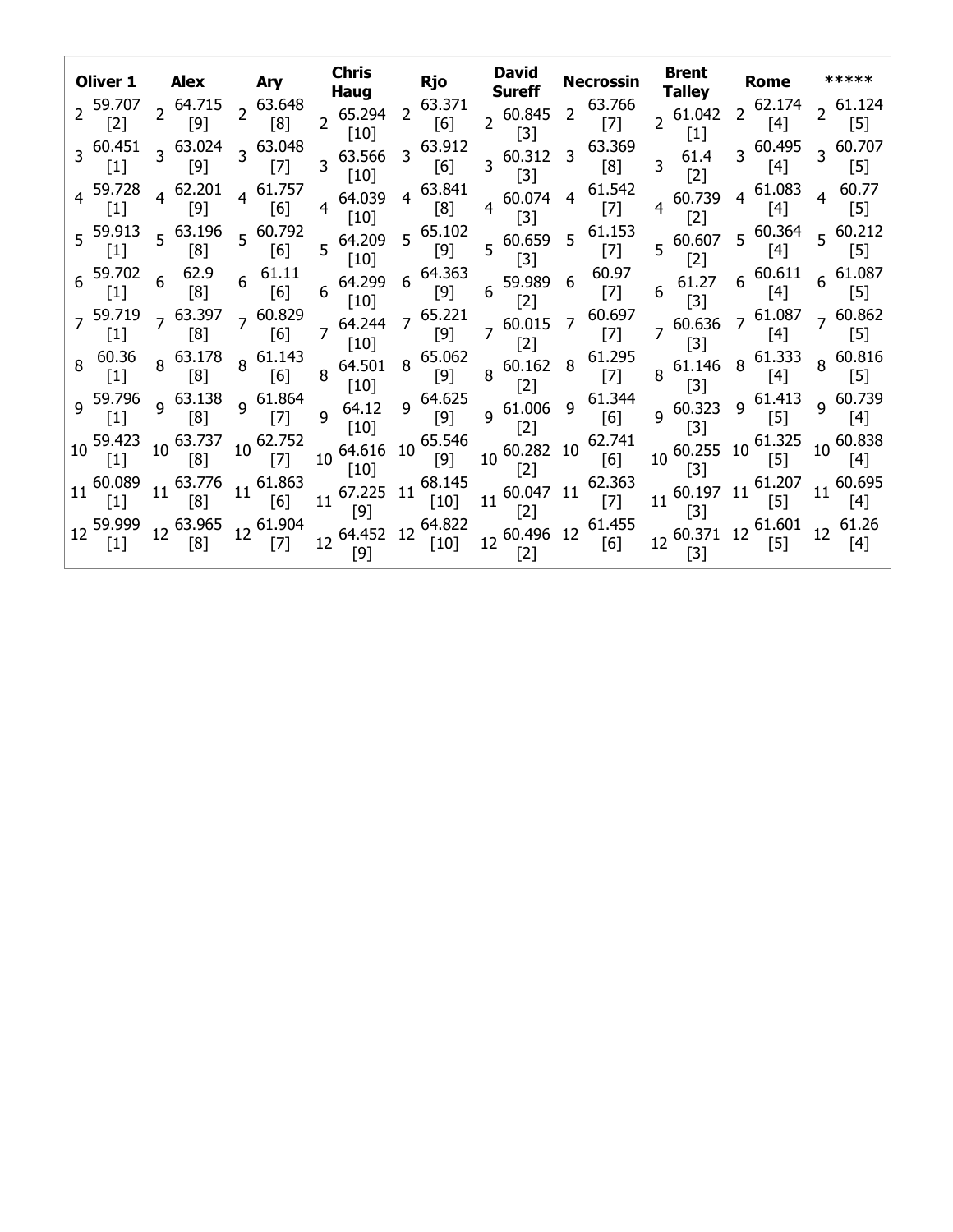| Oliver 1 | Alex | Ary | Chris Haug | Rjo | David Sureff | Necrossin | Brent Talley | Rome | ***** |
|---|---|---|---|---|---|---|---|---|---|
| 2 59.707 [2] | 2 64.715 [9] | 2 63.648 [8] | 2 65.294 [10] | 2 63.371 [6] | 2 60.845 [3] | 2 63.766 [7] | 2 61.042 [1] | 2 62.174 [4] | 2 61.124 [5] |
| 3 60.451 [1] | 3 63.024 [9] | 3 63.048 [7] | 3 63.566 [10] | 3 63.912 [6] | 3 60.312 [3] | 3 63.369 [8] | 3 61.4 [2] | 3 60.495 [4] | 3 60.707 [5] |
| 4 59.728 [1] | 4 62.201 [9] | 4 61.757 [6] | 4 64.039 [10] | 4 63.841 [8] | 4 60.074 [3] | 4 61.542 [7] | 4 60.739 [2] | 4 61.083 [4] | 4 60.77 [5] |
| 5 59.913 [1] | 5 63.196 [8] | 5 60.792 [6] | 5 64.209 [10] | 5 65.102 [9] | 5 60.659 [3] | 5 61.153 [7] | 5 60.607 [2] | 5 60.364 [4] | 5 60.212 [5] |
| 6 59.702 [1] | 6 62.9 [8] | 6 61.11 [6] | 6 64.299 [10] | 6 64.363 [9] | 6 59.989 [2] | 6 60.97 [7] | 6 61.27 [3] | 6 60.611 [4] | 6 61.087 [5] |
| 7 59.719 [1] | 7 63.397 [8] | 7 60.829 [6] | 7 64.244 [10] | 7 65.221 [9] | 7 60.015 [2] | 7 60.697 [7] | 7 60.636 [3] | 7 61.087 [4] | 7 60.862 [5] |
| 8 60.36 [1] | 8 63.178 [8] | 8 61.143 [6] | 8 64.501 [10] | 8 65.062 [9] | 8 60.162 [2] | 8 61.295 [7] | 8 61.146 [3] | 8 61.333 [4] | 8 60.816 [5] |
| 9 59.796 [1] | 9 63.138 [8] | 9 61.864 [7] | 9 64.12 [10] | 9 64.625 [9] | 9 61.006 [2] | 9 61.344 [6] | 9 60.323 [3] | 9 61.413 [5] | 9 60.739 [4] |
| 10 59.423 [1] | 10 63.737 [8] | 10 62.752 [7] | 10 64.616 [10] | 10 65.546 [9] | 10 60.282 [2] | 10 62.741 [6] | 10 60.255 [3] | 10 61.325 [5] | 10 60.838 [4] |
| 11 60.089 [1] | 11 63.776 [8] | 11 61.863 [6] | 11 67.225 [9] | 11 68.145 [10] | 11 60.047 [2] | 11 62.363 [7] | 11 60.197 [3] | 11 61.207 [5] | 11 60.695 [4] |
| 12 59.999 [1] | 12 63.965 [8] | 12 61.904 [7] | 12 64.452 [9] | 12 64.822 [10] | 12 60.496 [2] | 12 61.455 [6] | 12 60.371 [3] | 12 61.601 [5] | 12 61.26 [4] |